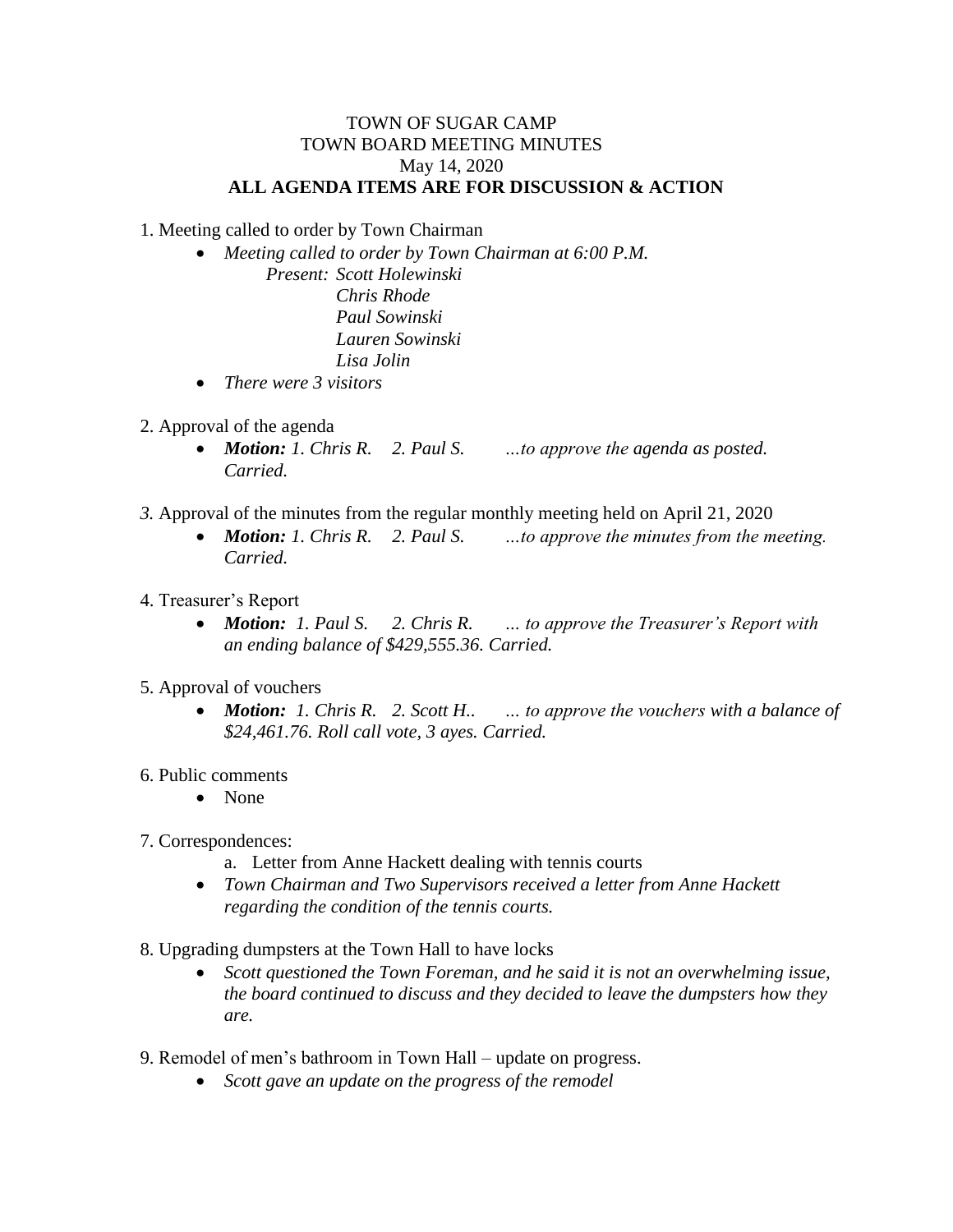# TOWN OF SUGAR CAMP
## TOWN BOARD MEETING MINUTES
May 14, 2020

**ALL AGENDA ITEMS ARE FOR DISCUSSION & ACTION**

1. Meeting called to order by Town Chairman
   - *Meeting called to order by Town Chairman at 6:00 P.M.*
     *Present: Scott Holewinski*
     *Chris Rhode*
     *Paul Sowinski*
     *Lauren Sowinski*
     *Lisa Jolin*
   - *There were 3 visitors*

2. Approval of the agenda
   - ***Motion:*** *1. Chris R. 2. Paul S. …to approve the agenda as posted. Carried.*

3. Approval of the minutes from the regular monthly meeting held on April 21, 2020
   - ***Motion:*** *1. Chris R. 2. Paul S. …to approve the minutes from the meeting. Carried.*

4. Treasurer's Report
   - ***Motion:*** *1. Paul S. 2. Chris R. … to approve the Treasurer's Report with an ending balance of $429,555.36. Carried.*

5. Approval of vouchers
   - ***Motion:*** *1. Chris R. 2. Scott H.. … to approve the vouchers with a balance of $24,461.76. Roll call vote, 3 ayes. Carried.*

6. Public comments
   - None

7. Correspondences:
   a. Letter from Anne Hackett dealing with tennis courts
   - *Town Chairman and Two Supervisors received a letter from Anne Hackett regarding the condition of the tennis courts.*

8. Upgrading dumpsters at the Town Hall to have locks
   - *Scott questioned the Town Foreman, and he said it is not an overwhelming issue, the board continued to discuss and they decided to leave the dumpsters how they are.*

9. Remodel of men's bathroom in Town Hall – update on progress.
   - *Scott gave an update on the progress of the remodel*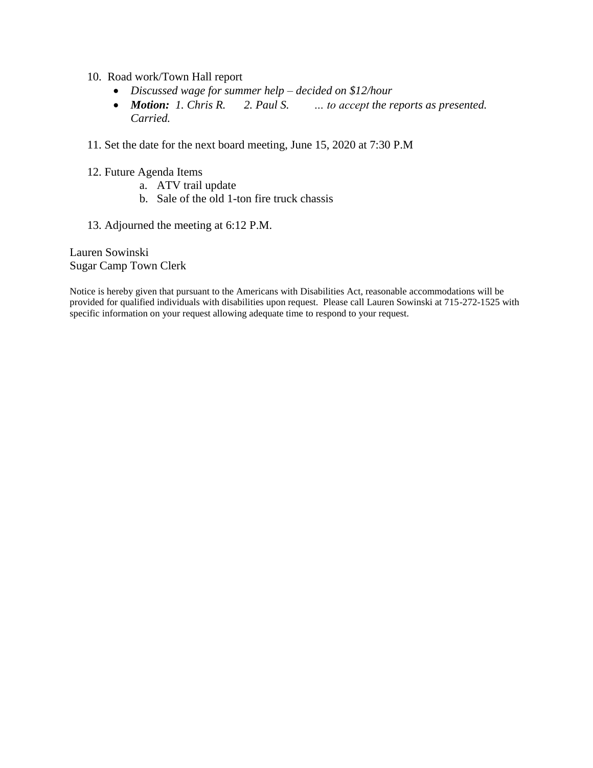10. Road work/Town Hall report
    - *Discussed wage for summer help – decided on $12/hour*
    - ***Motion:*** *1. Chris R.  2. Paul S.  … to accept the reports as presented. Carried.*

11. Set the date for the next board meeting, June 15, 2020 at 7:30 P.M

12. Future Agenda Items
    a. ATV trail update
    b. Sale of the old 1-ton fire truck chassis

13. Adjourned the meeting at 6:12 P.M.

Lauren Sowinski
Sugar Camp Town Clerk

Notice is hereby given that pursuant to the Americans with Disabilities Act, reasonable accommodations will be provided for qualified individuals with disabilities upon request. Please call Lauren Sowinski at 715-272-1525 with specific information on your request allowing adequate time to respond to your request.